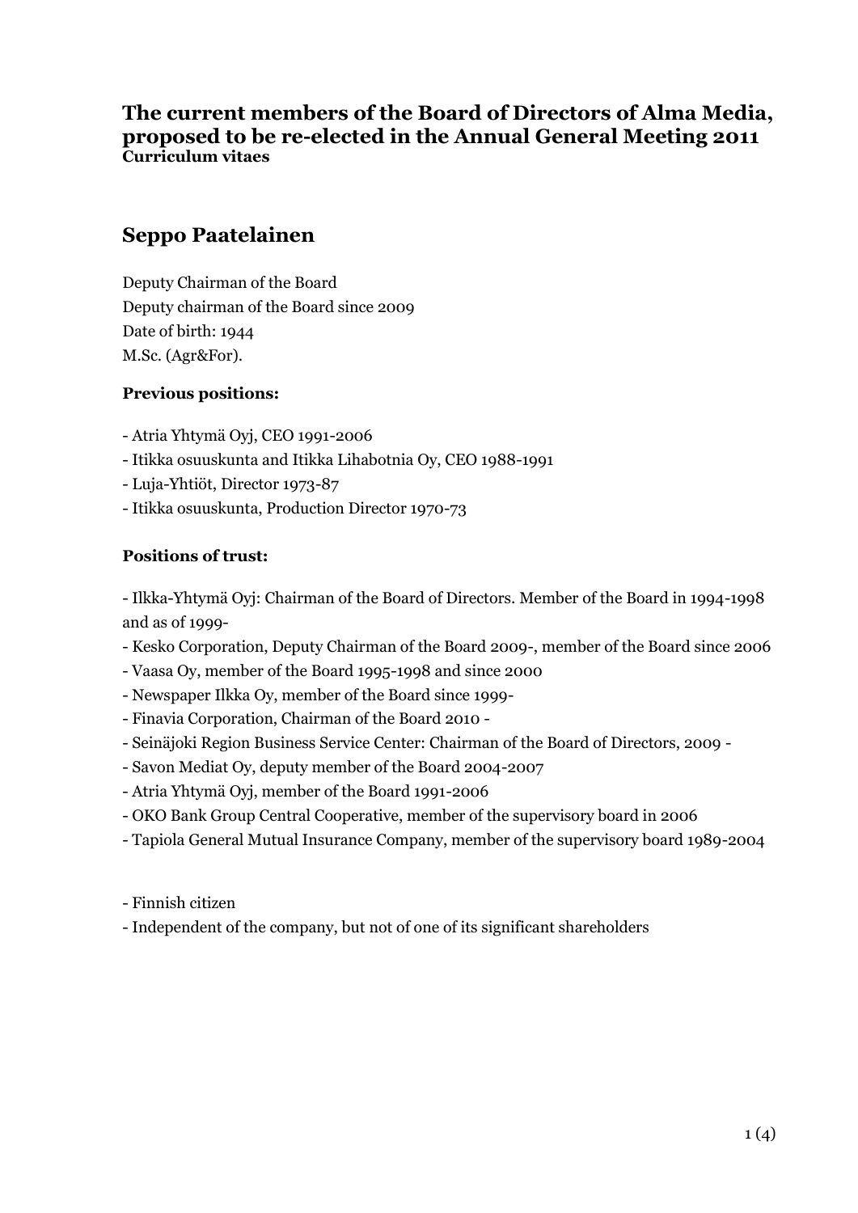# The current members of the Board of Directors of Alma Media, proposed to be re-elected in the Annual General Meeting 2011

**Curriculum vitaes**

## Seppo Paatelainen

Deputy Chairman of the Board
Deputy chairman of the Board since 2009
Date of birth: 1944
M.Sc. (Agr&For).

**Previous positions:**

- Atria Yhtymä Oyj, CEO 1991-2006
- Itikka osuuskunta and Itikka Lihabotnia Oy, CEO 1988-1991
- Luja-Yhtiöt, Director 1973-87
- Itikka osuuskunta, Production Director 1970-73

**Positions of trust:**

- Ilkka-Yhtymä Oyj: Chairman of the Board of Directors. Member of the Board in 1994-1998 and as of 1999-
- Kesko Corporation, Deputy Chairman of the Board 2009-, member of the Board since 2006
- Vaasa Oy, member of the Board 1995-1998 and since 2000
- Newspaper Ilkka Oy, member of the Board since 1999-
- Finavia Corporation, Chairman of the Board 2010 -
- Seinäjoki Region Business Service Center: Chairman of the Board of Directors, 2009 -
- Savon Mediat Oy, deputy member of the Board 2004-2007
- Atria Yhtymä Oyj, member of the Board 1991-2006
- OKO Bank Group Central Cooperative, member of the supervisory board in 2006
- Tapiola General Mutual Insurance Company, member of the supervisory board 1989-2004

- Finnish citizen
- Independent of the company, but not of one of its significant shareholders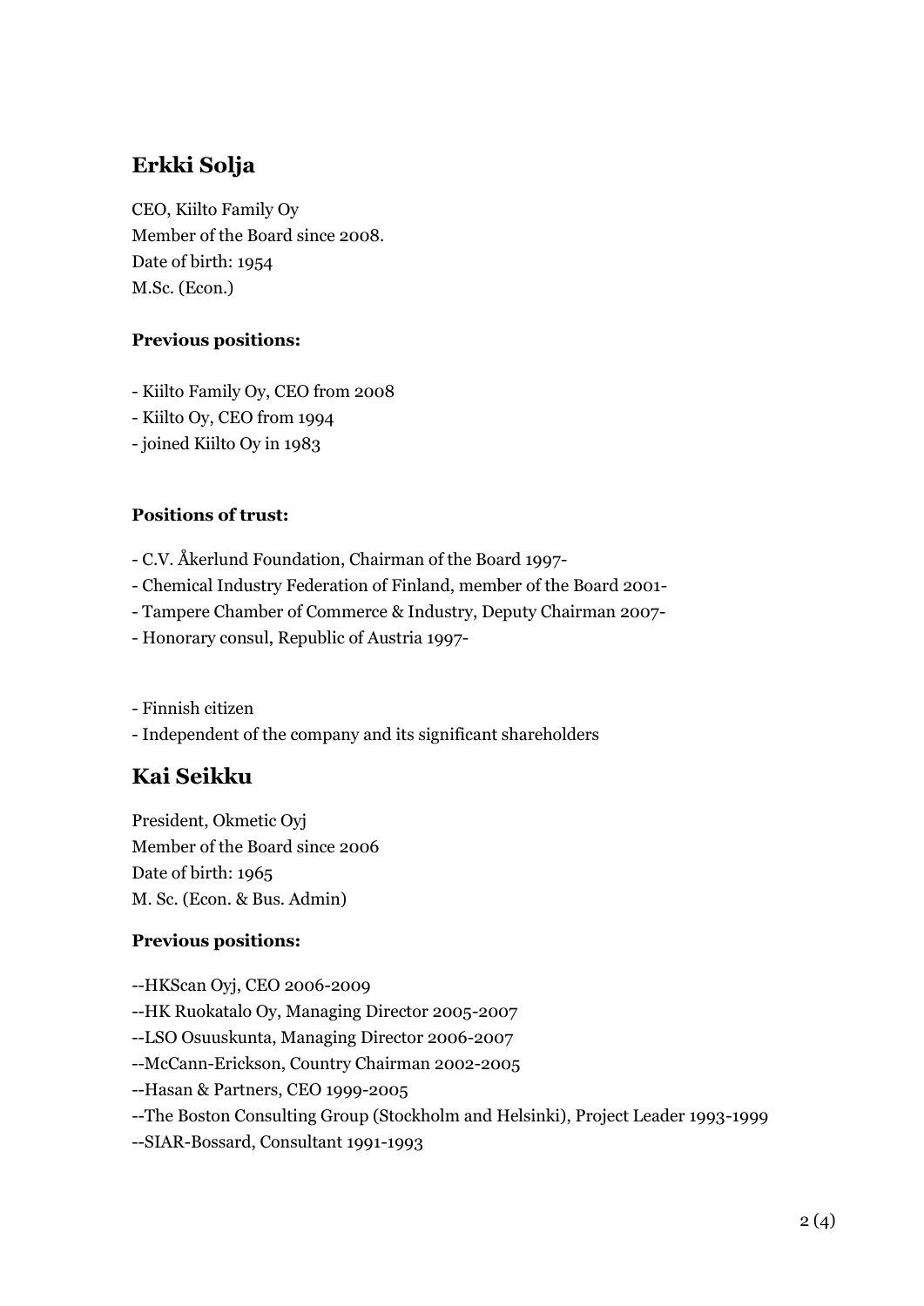## Erkki Solja

CEO, Kiilto Family Oy
Member of the Board since 2008.
Date of birth: 1954
M.Sc. (Econ.)

**Previous positions:**

- Kiilto Family Oy, CEO from 2008
- Kiilto Oy, CEO from 1994
- joined Kiilto Oy in 1983

**Positions of trust:**

- C.V. Åkerlund Foundation, Chairman of the Board 1997-
- Chemical Industry Federation of Finland, member of the Board 2001-
- Tampere Chamber of Commerce & Industry, Deputy Chairman 2007-
- Honorary consul, Republic of Austria 1997-

- Finnish citizen
- Independent of the company and its significant shareholders

## Kai Seikku

President, Okmetic Oyj
Member of the Board since 2006
Date of birth: 1965
M. Sc. (Econ. & Bus. Admin)

**Previous positions:**

--HKScan Oyj, CEO 2006-2009
--HK Ruokatalo Oy, Managing Director 2005-2007
--LSO Osuuskunta, Managing Director 2006-2007
--McCann-Erickson, Country Chairman 2002-2005
--Hasan & Partners, CEO 1999-2005
--The Boston Consulting Group (Stockholm and Helsinki), Project Leader 1993-1999
--SIAR-Bossard, Consultant 1991-1993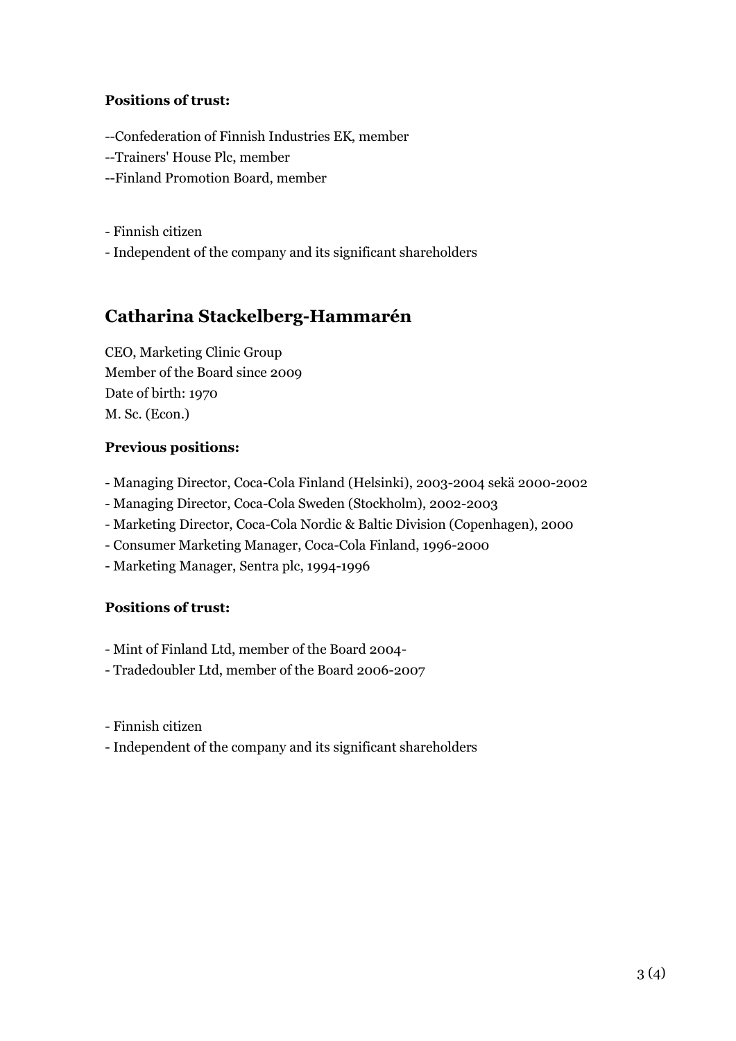**Positions of trust:**

--Confederation of Finnish Industries EK, member
--Trainers' House Plc, member
--Finland Promotion Board, member

- Finnish citizen
- Independent of the company and its significant shareholders

## Catharina Stackelberg-Hammarén

CEO, Marketing Clinic Group
Member of the Board since 2009
Date of birth: 1970
M. Sc. (Econ.)

**Previous positions:**

- Managing Director, Coca-Cola Finland (Helsinki), 2003-2004 sekä 2000-2002
- Managing Director, Coca-Cola Sweden (Stockholm), 2002-2003
- Marketing Director, Coca-Cola Nordic & Baltic Division (Copenhagen), 2000
- Consumer Marketing Manager, Coca-Cola Finland, 1996-2000
- Marketing Manager, Sentra plc, 1994-1996

**Positions of trust:**

- Mint of Finland Ltd, member of the Board 2004-
- Tradedoubler Ltd, member of the Board 2006-2007

- Finnish citizen
- Independent of the company and its significant shareholders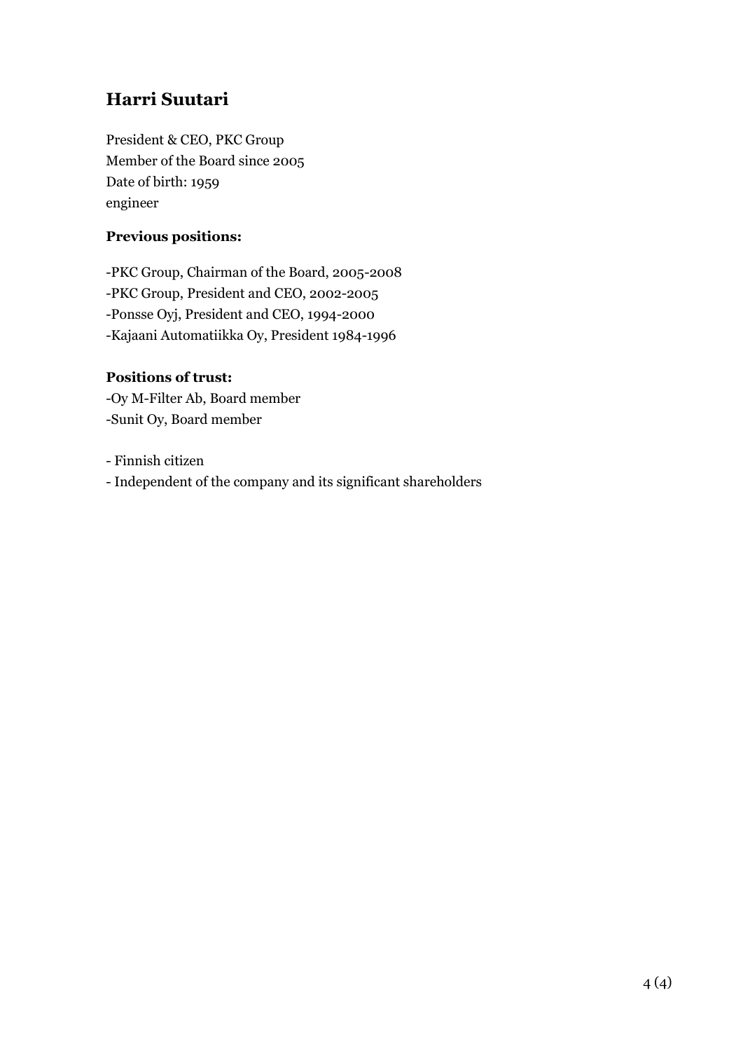## Harri Suutari

President & CEO, PKC Group
Member of the Board since 2005
Date of birth: 1959
engineer

### Previous positions:

-PKC Group, Chairman of the Board, 2005-2008
-PKC Group, President and CEO, 2002-2005
-Ponsse Oyj, President and CEO, 1994-2000
-Kajaani Automatiikka Oy, President 1984-1996

### Positions of trust:

-Oy M-Filter Ab, Board member
-Sunit Oy, Board member

- Finnish citizen
- Independent of the company and its significant shareholders